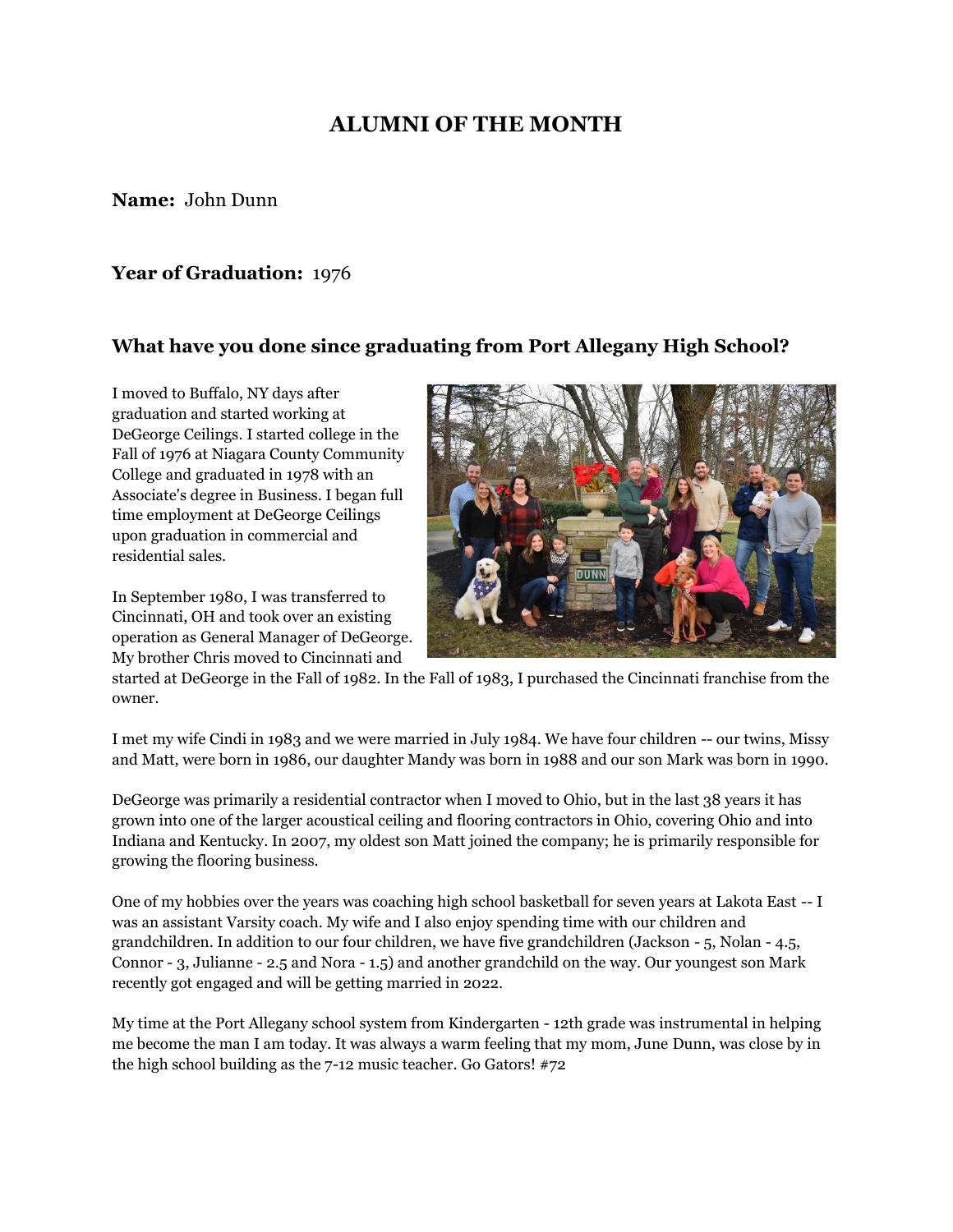# ALUMNI OF THE MONTH

**Name:** John Dunn

**Year of Graduation:** 1976

### What have you done since graduating from Port Allegany High School?

I moved to Buffalo, NY days after graduation and started working at DeGeorge Ceilings. I started college in the Fall of 1976 at Niagara County Community College and graduated in 1978 with an Associate's degree in Business. I began full time employment at DeGeorge Ceilings upon graduation in commercial and residential sales.

In September 1980, I was transferred to Cincinnati, OH and took over an existing operation as General Manager of DeGeorge. My brother Chris moved to Cincinnati and started at DeGeorge in the Fall of 1982. In the Fall of 1983, I purchased the Cincinnati franchise from the owner.

I met my wife Cindi in 1983 and we were married in July 1984. We have four children -- our twins, Missy and Matt, were born in 1986, our daughter Mandy was born in 1988 and our son Mark was born in 1990.

DeGeorge was primarily a residential contractor when I moved to Ohio, but in the last 38 years it has grown into one of the larger acoustical ceiling and flooring contractors in Ohio, covering Ohio and into Indiana and Kentucky. In 2007, my oldest son Matt joined the company; he is primarily responsible for growing the flooring business.

One of my hobbies over the years was coaching high school basketball for seven years at Lakota East -- I was an assistant Varsity coach. My wife and I also enjoy spending time with our children and grandchildren. In addition to our four children, we have five grandchildren (Jackson - 5, Nolan - 4.5, Connor - 3, Julianne - 2.5 and Nora - 1.5) and another grandchild on the way. Our youngest son Mark recently got engaged and will be getting married in 2022.

My time at the Port Allegany school system from Kindergarten - 12th grade was instrumental in helping me become the man I am today. It was always a warm feeling that my mom, June Dunn, was close by in the high school building as the 7-12 music teacher. Go Gators! #72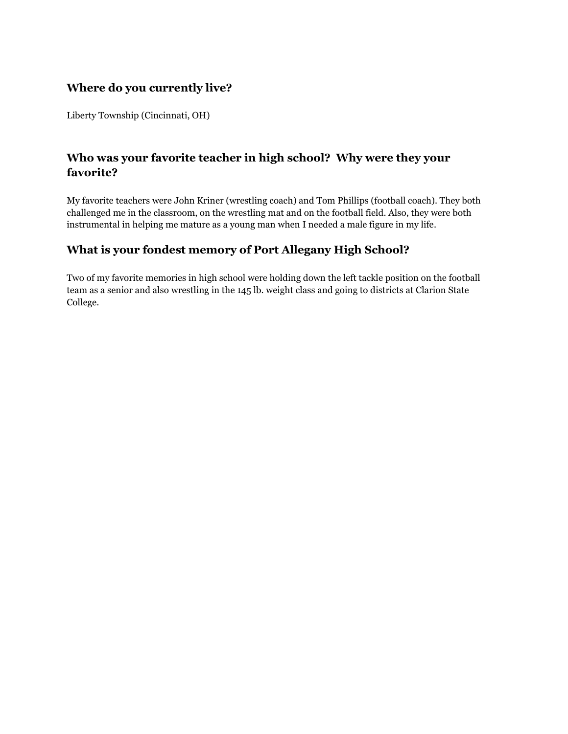## Where do you currently live?

Liberty Township (Cincinnati, OH)

## Who was your favorite teacher in high school? Why were they your favorite?

My favorite teachers were John Kriner (wrestling coach) and Tom Phillips (football coach). They both challenged me in the classroom, on the wrestling mat and on the football field. Also, they were both instrumental in helping me mature as a young man when I needed a male figure in my life.

## What is your fondest memory of Port Allegany High School?

Two of my favorite memories in high school were holding down the left tackle position on the football team as a senior and also wrestling in the 145 lb. weight class and going to districts at Clarion State College.